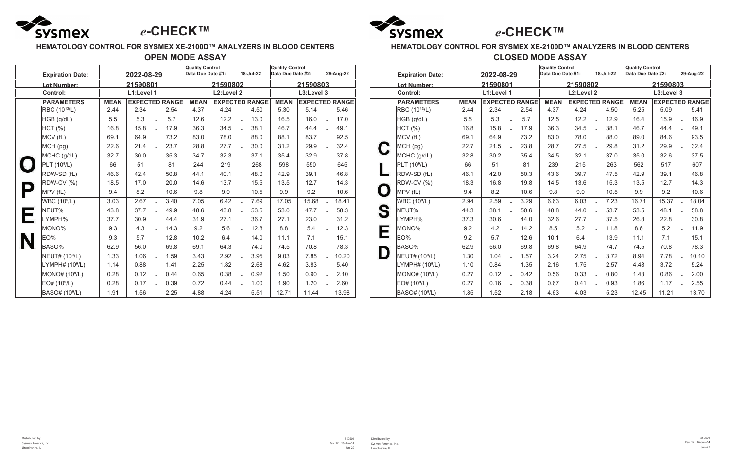# sysmex *e*-CHECK™

## HEMATOLOGY CONTROL FOR SYSMEX XE-2100D™ ANALYZERS IN BLOOD CENTERS

### OPEN MODE ASSAY

| Expiration Date: | 2022-08-29 | | | Quality Control Data Due Date #1: 18-Jul-22 | | | Quality Control Data Due Date #2: 29-Aug-22 | | |
|---|---|---|---|---|---|---|---|---|---|
| **Lot Number:** | **21590801** | | | **21590802** | | | **21590803** | | |
| **Control:** | **L1:Level 1** | | | **L2:Level 2** | | | **L3:Level 3** | | |
| **PARAMETERS** | **MEAN** | **EXPECTED RANGE** | | **MEAN** | **EXPECTED RANGE** | | **MEAN** | **EXPECTED RANGE** | |
| RBC ($10^{12}$/L) | 2.44 | 2.34 | 2.54 | 4.37 | 4.24 | 4.50 | 5.30 | 5.14 | 5.46 |
| HGB (g/dL) | 5.5 | 5.3 | 5.7 | 12.6 | 12.2 | 13.0 | 16.5 | 16.0 | 17.0 |
| HCT (%) | 16.8 | 15.8 | 17.9 | 36.3 | 34.5 | 38.1 | 46.7 | 44.4 | 49.1 |
| MCV (fL) | 69.1 | 64.9 | 73.2 | 83.0 | 78.0 | 88.0 | 88.1 | 83.7 | 92.5 |
| MCH (pg) | 22.6 | 21.4 | 23.7 | 28.8 | 27.7 | 30.0 | 31.2 | 29.9 | 32.4 |
| MCHC (g/dL) | 32.7 | 30.0 | 35.3 | 34.7 | 32.3 | 37.1 | 35.4 | 32.9 | 37.8 |
| PLT ($10^9$/L) | 66 | 51 | 81 | 244 | 219 | 268 | 598 | 550 | 645 |
| RDW-SD (fL) | 46.6 | 42.4 | 50.8 | 44.1 | 40.1 | 48.0 | 42.9 | 39.1 | 46.8 |
| RDW-CV (%) | 18.5 | 17.0 | 20.0 | 14.6 | 13.7 | 15.5 | 13.5 | 12.7 | 14.3 |
| MPV (fL) | 9.4 | 8.2 | 10.6 | 9.8 | 9.0 | 10.5 | 9.9 | 9.2 | 10.6 |
| WBC ($10^9$/L) | 3.03 | 2.67 | 3.40 | 7.05 | 6.42 | 7.69 | 17.05 | 15.68 | 18.41 |
| NEUT% | 43.8 | 37.7 | 49.9 | 48.6 | 43.8 | 53.5 | 53.0 | 47.7 | 58.3 |
| LYMPH% | 37.7 | 30.9 | 44.4 | 31.9 | 27.1 | 36.7 | 27.1 | 23.0 | 31.2 |
| MONO% | 9.3 | 4.3 | 14.3 | 9.2 | 5.6 | 12.8 | 8.8 | 5.4 | 12.3 |
| EO% | 9.3 | 5.7 | 12.8 | 10.2 | 6.4 | 14.0 | 11.1 | 7.1 | 15.1 |
| BASO% | 62.9 | 56.0 | 69.8 | 69.1 | 64.3 | 74.0 | 74.5 | 70.8 | 78.3 |
| NEUT# ($10^9$/L) | 1.33 | 1.06 | 1.59 | 3.43 | 2.92 | 3.95 | 9.03 | 7.85 | 10.20 |
| LYMPH# ($10^9$/L) | 1.14 | 0.88 | 1.41 | 2.25 | 1.82 | 2.68 | 4.62 | 3.83 | 5.40 |
| MONO# ($10^9$/L) | 0.28 | 0.12 | 0.44 | 0.65 | 0.38 | 0.92 | 1.50 | 0.90 | 2.10 |
| EO# ($10^9$/L) | 0.28 | 0.17 | 0.39 | 0.72 | 0.44 | 1.00 | 1.90 | 1.20 | 2.60 |
| BASO# ($10^9$/L) | 1.91 | 1.56 | 2.25 | 4.88 | 4.24 | 5.51 | 12.71 | 11.44 | 13.98 |

Distributed by:
Sysmex America, Inc.
Lincolnshire, IL

350506
Rev. 12 16-Jun-14
Jun-22

# sysmex *e*-CHECK™

## HEMATOLOGY CONTROL FOR SYSMEX XE-2100D™ ANALYZERS IN BLOOD CENTERS

### CLOSED MODE ASSAY

| Expiration Date: | 2022-08-29 | | | Quality Control Data Due Date #1: 18-Jul-22 | | | Quality Control Data Due Date #2: 29-Aug-22 | | |
|---|---|---|---|---|---|---|---|---|---|
| **Lot Number:** | **21590801** | | | **21590802** | | | **21590803** | | |
| **Control:** | **L1:Level 1** | | | **L2:Level 2** | | | **L3:Level 3** | | |
| **PARAMETERS** | **MEAN** | **EXPECTED RANGE** | | **MEAN** | **EXPECTED RANGE** | | **MEAN** | **EXPECTED RANGE** | |
| RBC ($10^{12}$/L) | 2.44 | 2.34 | 2.54 | 4.37 | 4.24 | 4.50 | 5.25 | 5.09 | 5.41 |
| HGB (g/dL) | 5.5 | 5.3 | 5.7 | 12.5 | 12.2 | 12.9 | 16.4 | 15.9 | 16.9 |
| HCT (%) | 16.8 | 15.8 | 17.9 | 36.3 | 34.5 | 38.1 | 46.7 | 44.4 | 49.1 |
| MCV (fL) | 69.1 | 64.9 | 73.2 | 83.0 | 78.0 | 88.0 | 89.0 | 84.6 | 93.5 |
| MCH (pg) | 22.7 | 21.5 | 23.8 | 28.7 | 27.5 | 29.8 | 31.2 | 29.9 | 32.4 |
| MCHC (g/dL) | 32.8 | 30.2 | 35.4 | 34.5 | 32.1 | 37.0 | 35.0 | 32.6 | 37.5 |
| PLT ($10^9$/L) | 66 | 51 | 81 | 239 | 215 | 263 | 562 | 517 | 607 |
| RDW-SD (fL) | 46.1 | 42.0 | 50.3 | 43.6 | 39.7 | 47.5 | 42.9 | 39.1 | 46.8 |
| RDW-CV (%) | 18.3 | 16.8 | 19.8 | 14.5 | 13.6 | 15.3 | 13.5 | 12.7 | 14.3 |
| MPV (fL) | 9.4 | 8.2 | 10.6 | 9.8 | 9.0 | 10.5 | 9.9 | 9.2 | 10.6 |
| WBC ($10^9$/L) | 2.94 | 2.59 | 3.29 | 6.63 | 6.03 | 7.23 | 16.71 | 15.37 | 18.04 |
| NEUT% | 44.3 | 38.1 | 50.6 | 48.8 | 44.0 | 53.7 | 53.5 | 48.1 | 58.8 |
| LYMPH% | 37.3 | 30.6 | 44.0 | 32.6 | 27.7 | 37.5 | 26.8 | 22.8 | 30.8 |
| MONO% | 9.2 | 4.2 | 14.2 | 8.5 | 5.2 | 11.8 | 8.6 | 5.2 | 11.9 |
| EO% | 9.2 | 5.7 | 12.6 | 10.1 | 6.4 | 13.9 | 11.1 | 7.1 | 15.1 |
| BASO% | 62.9 | 56.0 | 69.8 | 69.8 | 64.9 | 74.7 | 74.5 | 70.8 | 78.3 |
| NEUT# ($10^9$/L) | 1.30 | 1.04 | 1.57 | 3.24 | 2.75 | 3.72 | 8.94 | 7.78 | 10.10 |
| LYMPH# ($10^9$/L) | 1.10 | 0.84 | 1.35 | 2.16 | 1.75 | 2.57 | 4.48 | 3.72 | 5.24 |
| MONO# ($10^9$/L) | 0.27 | 0.12 | 0.42 | 0.56 | 0.33 | 0.80 | 1.43 | 0.86 | 2.00 |
| EO# ($10^9$/L) | 0.27 | 0.16 | 0.38 | 0.67 | 0.41 | 0.93 | 1.86 | 1.17 | 2.55 |
| BASO# ($10^9$/L) | 1.85 | 1.52 | 2.18 | 4.63 | 4.03 | 5.23 | 12.45 | 11.21 | 13.70 |

Distributed by:
Sysmex America, Inc.
Lincolnshire, IL

350506
Rev. 12 16-Jun-14
Jun-22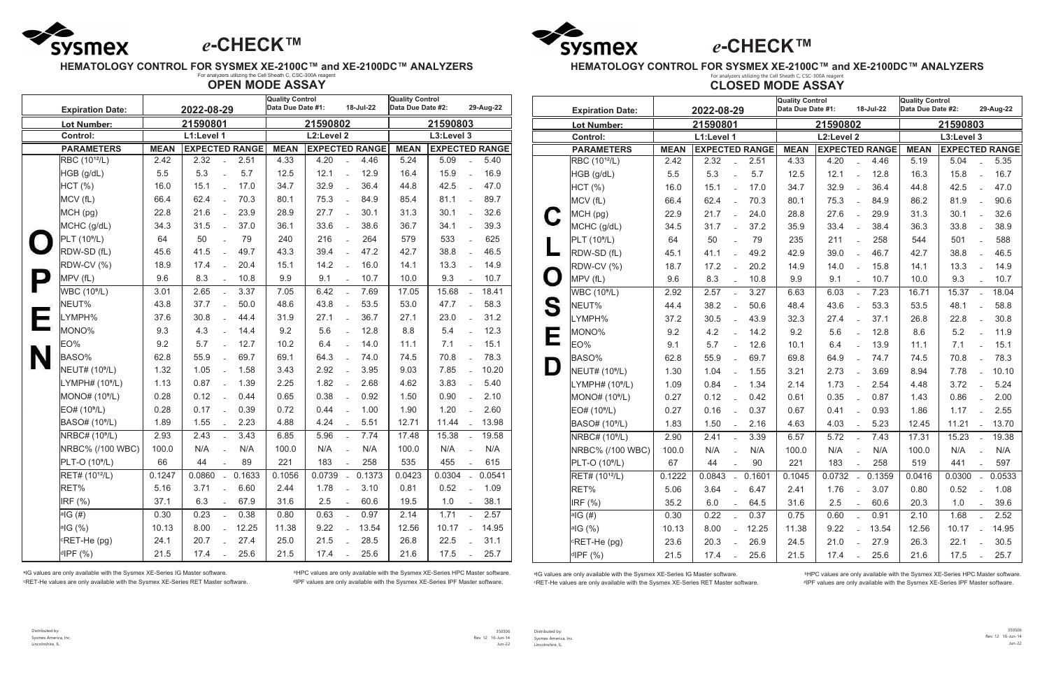# sysmex *e*-CHECK™

## HEMATOLOGY CONTROL FOR SYSMEX XE-2100C™ and XE-2100DC™ ANALYZERS

For analyzers utilizing the Cell Sheath C, CSC-300A reagent

### OPEN MODE ASSAY

| Expiration Date: | 2022-08-29 | | | Quality Control Data Due Date #1: 18-Jul-22 | | | Quality Control Data Due Date #2: 29-Aug-22 | | |
|---|---|---|---|---|---|---|---|---|---|
| **Lot Number:** | **21590801** | | | **21590802** | | | **21590803** | | |
| **Control:** | **L1:Level 1** | | | **L2:Level 2** | | | **L3:Level 3** | | |
| **PARAMETERS** | **MEAN** | **EXPECTED RANGE** | | **MEAN** | **EXPECTED RANGE** | | **MEAN** | **EXPECTED RANGE** | |
| RBC ($10^{12}$/L) | 2.42 | 2.32 | 2.51 | 4.33 | 4.20 | 4.46 | 5.24 | 5.09 | 5.40 |
| HGB (g/dL) | 5.5 | 5.3 | 5.7 | 12.5 | 12.1 | 12.9 | 16.4 | 15.9 | 16.9 |
| HCT (%) | 16.0 | 15.1 | 17.0 | 34.7 | 32.9 | 36.4 | 44.8 | 42.5 | 47.0 |
| MCV (fL) | 66.4 | 62.4 | 70.3 | 80.1 | 75.3 | 84.9 | 85.4 | 81.1 | 89.7 |
| MCH (pg) | 22.8 | 21.6 | 23.9 | 28.9 | 27.7 | 30.1 | 31.3 | 30.1 | 32.6 |
| MCHC (g/dL) | 34.3 | 31.5 | 37.0 | 36.1 | 33.6 | 38.6 | 36.7 | 34.1 | 39.3 |
| PLT ($10^9$/L) | 64 | 50 | 79 | 240 | 216 | 264 | 579 | 533 | 625 |
| RDW-SD (fL) | 45.6 | 41.5 | 49.7 | 43.3 | 39.4 | 47.2 | 42.7 | 38.8 | 46.5 |
| RDW-CV (%) | 18.9 | 17.4 | 20.4 | 15.1 | 14.2 | 16.0 | 14.1 | 13.3 | 14.9 |
| MPV (fL) | 9.6 | 8.3 | 10.8 | 9.9 | 9.1 | 10.7 | 10.0 | 9.3 | 10.7 |
| WBC ($10^9$/L) | 3.01 | 2.65 | 3.37 | 7.05 | 6.42 | 7.69 | 17.05 | 15.68 | 18.41 |
| NEUT% | 43.8 | 37.7 | 50.0 | 48.6 | 43.8 | 53.5 | 53.0 | 47.7 | 58.3 |
| LYMPH% | 37.6 | 30.8 | 44.4 | 31.9 | 27.1 | 36.7 | 27.1 | 23.0 | 31.2 |
| MONO% | 9.3 | 4.3 | 14.4 | 9.2 | 5.6 | 12.8 | 8.8 | 5.4 | 12.3 |
| EO% | 9.2 | 5.7 | 12.7 | 10.2 | 6.4 | 14.0 | 11.1 | 7.1 | 15.1 |
| BASO% | 62.8 | 55.9 | 69.7 | 69.1 | 64.3 | 74.0 | 74.5 | 70.8 | 78.3 |
| NEUT# ($10^9$/L) | 1.32 | 1.05 | 1.58 | 3.43 | 2.92 | 3.95 | 9.03 | 7.85 | 10.20 |
| LYMPH# ($10^9$/L) | 1.13 | 0.87 | 1.39 | 2.25 | 1.82 | 2.68 | 4.62 | 3.83 | 5.40 |
| MONO# ($10^9$/L) | 0.28 | 0.12 | 0.44 | 0.65 | 0.38 | 0.92 | 1.50 | 0.90 | 2.10 |
| EO# ($10^9$/L) | 0.28 | 0.17 | 0.39 | 0.72 | 0.44 | 1.00 | 1.90 | 1.20 | 2.60 |
| BASO# ($10^9$/L) | 1.89 | 1.55 | 2.23 | 4.88 | 4.24 | 5.51 | 12.71 | 11.44 | 13.98 |
| NRBC# ($10^9$/L) | 2.93 | 2.43 | 3.43 | 6.85 | 5.96 | 7.74 | 17.48 | 15.38 | 19.58 |
| NRBC% (/100 WBC) | 100.0 | N/A | N/A | 100.0 | N/A | N/A | 100.0 | N/A | N/A |
| PLT-O ($10^9$/L) | 66 | 44 | 89 | 221 | 183 | 258 | 535 | 455 | 615 |
| RET# ($10^{12}$/L) | 0.1247 | 0.0860 | 0.1633 | 0.1056 | 0.0739 | 0.1373 | 0.0423 | 0.0304 | 0.0541 |
| RET% | 5.16 | 3.71 | 6.60 | 2.44 | 1.78 | 3.10 | 0.81 | 0.52 | 1.09 |
| IRF (%) | 37.1 | 6.3 | 67.9 | 31.6 | 2.5 | 60.6 | 19.5 | 1.0 | 38.1 |
| [a]IG (#) | 0.30 | 0.23 | 0.38 | 0.80 | 0.63 | 0.97 | 2.14 | 1.71 | 2.57 |
| [a]IG (%) | 10.13 | 8.00 | 12.25 | 11.38 | 9.22 | 13.54 | 12.56 | 10.17 | 14.95 |
| [c]RET-He (pg) | 24.1 | 20.7 | 27.4 | 25.0 | 21.5 | 28.5 | 26.8 | 22.5 | 31.1 |
| [d]IPF (%) | 21.5 | 17.4 | 25.6 | 21.5 | 17.4 | 25.6 | 21.6 | 17.5 | 25.7 |

[a]IG values are only available with the Sysmex XE-Series IG Master software.
[b]HPC values are only available with the Sysmex XE-Series HPC Master software.
[c]RET-He values are only available with the Sysmex XE-Series RET Master software.
[d]IPF values are only available with the Sysmex XE-Series IPF Master software.

Distributed by:
Sysmex America, Inc.
Lincolnshire, IL

350506
Rev. 12 16-Jun-14
Jun-22

# sysmex *e*-CHECK™

## HEMATOLOGY CONTROL FOR SYSMEX XE-2100C™ and XE-2100DC™ ANALYZERS

For analyzers utilizing the Cell Sheath C, CSC-300A reagent

### CLOSED MODE ASSAY

| Expiration Date: | 2022-08-29 | | | Quality Control Data Due Date #1: 18-Jul-22 | | | Quality Control Data Due Date #2: 29-Aug-22 | | |
|---|---|---|---|---|---|---|---|---|---|
| **Lot Number:** | **21590801** | | | **21590802** | | | **21590803** | | |
| **Control:** | **L1:Level 1** | | | **L2:Level 2** | | | **L3:Level 3** | | |
| **PARAMETERS** | **MEAN** | **EXPECTED RANGE** | | **MEAN** | **EXPECTED RANGE** | | **MEAN** | **EXPECTED RANGE** | |
| RBC ($10^{12}$/L) | 2.42 | 2.32 | 2.51 | 4.33 | 4.20 | 4.46 | 5.19 | 5.04 | 5.35 |
| HGB (g/dL) | 5.5 | 5.3 | 5.7 | 12.5 | 12.1 | 12.8 | 16.3 | 15.8 | 16.7 |
| HCT (%) | 16.0 | 15.1 | 17.0 | 34.7 | 32.9 | 36.4 | 44.8 | 42.5 | 47.0 |
| MCV (fL) | 66.4 | 62.4 | 70.3 | 80.1 | 75.3 | 84.9 | 86.2 | 81.9 | 90.6 |
| MCH (pg) | 22.9 | 21.7 | 24.0 | 28.8 | 27.6 | 29.9 | 31.3 | 30.1 | 32.6 |
| MCHC (g/dL) | 34.5 | 31.7 | 37.2 | 35.9 | 33.4 | 38.4 | 36.3 | 33.8 | 38.9 |
| PLT ($10^9$/L) | 64 | 50 | 79 | 235 | 211 | 258 | 544 | 501 | 588 |
| RDW-SD (fL) | 45.1 | 41.1 | 49.2 | 42.9 | 39.0 | 46.7 | 42.7 | 38.8 | 46.5 |
| RDW-CV (%) | 18.7 | 17.2 | 20.2 | 14.9 | 14.0 | 15.8 | 14.1 | 13.3 | 14.9 |
| MPV (fL) | 9.6 | 8.3 | 10.8 | 9.9 | 9.1 | 10.7 | 10.0 | 9.3 | 10.7 |
| WBC ($10^9$/L) | 2.92 | 2.57 | 3.27 | 6.63 | 6.03 | 7.23 | 16.71 | 15.37 | 18.04 |
| NEUT% | 44.4 | 38.2 | 50.6 | 48.4 | 43.6 | 53.3 | 53.5 | 48.1 | 58.8 |
| LYMPH% | 37.2 | 30.5 | 43.9 | 32.3 | 27.4 | 37.1 | 26.8 | 22.8 | 30.8 |
| MONO% | 9.2 | 4.2 | 14.2 | 9.2 | 5.6 | 12.8 | 8.6 | 5.2 | 11.9 |
| EO% | 9.1 | 5.7 | 12.6 | 10.1 | 6.4 | 13.9 | 11.1 | 7.1 | 15.1 |
| BASO% | 62.8 | 55.9 | 69.7 | 69.8 | 64.9 | 74.7 | 74.5 | 70.8 | 78.3 |
| NEUT# ($10^9$/L) | 1.30 | 1.04 | 1.55 | 3.21 | 2.73 | 3.69 | 8.94 | 7.78 | 10.10 |
| LYMPH# ($10^9$/L) | 1.09 | 0.84 | 1.34 | 2.14 | 1.73 | 2.54 | 4.48 | 3.72 | 5.24 |
| MONO# ($10^9$/L) | 0.27 | 0.12 | 0.42 | 0.61 | 0.35 | 0.87 | 1.43 | 0.86 | 2.00 |
| EO# ($10^9$/L) | 0.27 | 0.16 | 0.37 | 0.67 | 0.41 | 0.93 | 1.86 | 1.17 | 2.55 |
| BASO# ($10^9$/L) | 1.83 | 1.50 | 2.16 | 4.63 | 4.03 | 5.23 | 12.45 | 11.21 | 13.70 |
| NRBC# ($10^9$/L) | 2.90 | 2.41 | 3.39 | 6.57 | 5.72 | 7.43 | 17.31 | 15.23 | 19.38 |
| NRBC% (/100 WBC) | 100.0 | N/A | N/A | 100.0 | N/A | N/A | 100.0 | N/A | N/A |
| PLT-O ($10^9$/L) | 67 | 44 | 90 | 221 | 183 | 258 | 519 | 441 | 597 |
| RET# ($10^{12}$/L) | 0.1222 | 0.0843 | 0.1601 | 0.1045 | 0.0732 | 0.1359 | 0.0416 | 0.0300 | 0.0533 |
| RET% | 5.06 | 3.64 | 6.47 | 2.41 | 1.76 | 3.07 | 0.80 | 0.52 | 1.08 |
| IRF (%) | 35.2 | 6.0 | 64.5 | 31.6 | 2.5 | 60.6 | 20.3 | 1.0 | 39.6 |
| [a]IG (#) | 0.30 | 0.22 | 0.37 | 0.75 | 0.60 | 0.91 | 2.10 | 1.68 | 2.52 |
| [a]IG (%) | 10.13 | 8.00 | 12.25 | 11.38 | 9.22 | 13.54 | 12.56 | 10.17 | 14.95 |
| [c]RET-He (pg) | 23.6 | 20.3 | 26.9 | 24.5 | 21.0 | 27.9 | 26.3 | 22.1 | 30.5 |
| [d]IPF (%) | 21.5 | 17.4 | 25.6 | 21.5 | 17.4 | 25.6 | 21.6 | 17.5 | 25.7 |

[a]IG values are only available with the Sysmex XE-Series IG Master software.
[b]HPC values are only available with the Sysmex XE-Series HPC Master software.
[c]RET-He values are only available with the Sysmex XE-Series RET Master software.
[d]IPF values are only available with the Sysmex XE-Series IPF Master software.

Distributed by:
Sysmex America, Inc.
Lincolnshire, IL

350506
Rev. 12 16-Jun-14
Jun-22